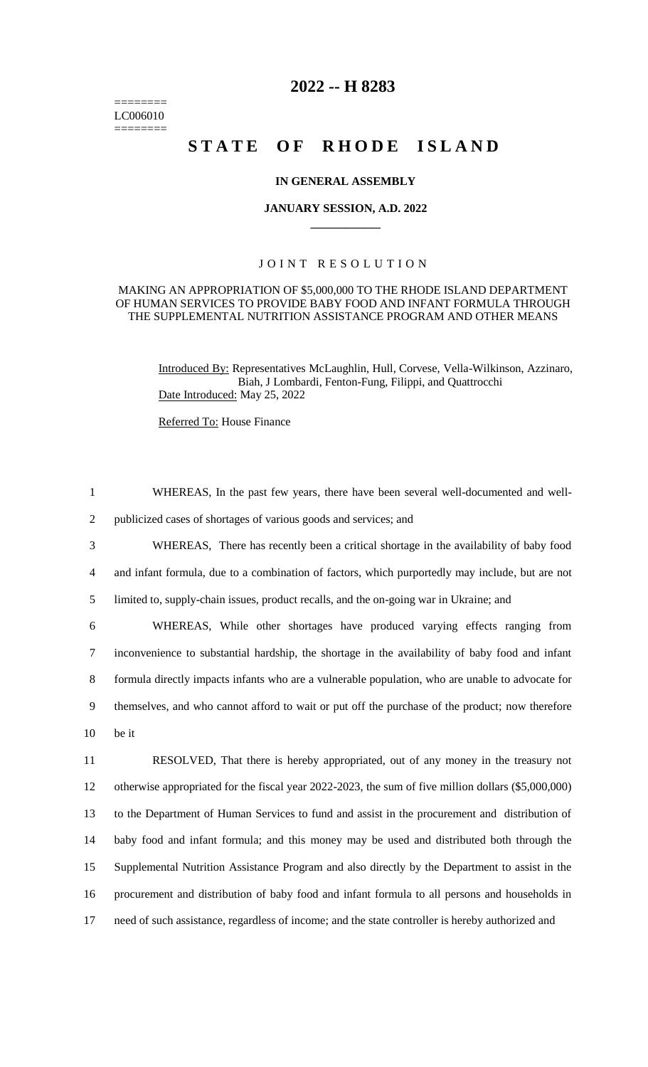========
LC006010
========

# 2022 -- H 8283

# STATE OF RHODE ISLAND

### IN GENERAL ASSEMBLY

### JANUARY SESSION, A.D. 2022

### JOINT RESOLUTION

MAKING AN APPROPRIATION OF $5,000,000 TO THE RHODE ISLAND DEPARTMENT OF HUMAN SERVICES TO PROVIDE BABY FOOD AND INFANT FORMULA THROUGH THE SUPPLEMENTAL NUTRITION ASSISTANCE PROGRAM AND OTHER MEANS

Introduced By: Representatives McLaughlin, Hull, Corvese, Vella-Wilkinson, Azzinaro, Biah, J Lombardi, Fenton-Fung, Filippi, and Quattrocchi

Date Introduced: May 25, 2022

Referred To: House Finance

WHEREAS, In the past few years, there have been several well-documented and well-publicized cases of shortages of various goods and services; and

WHEREAS, There has recently been a critical shortage in the availability of baby food and infant formula, due to a combination of factors, which purportedly may include, but are not limited to, supply-chain issues, product recalls, and the on-going war in Ukraine; and

WHEREAS, While other shortages have produced varying effects ranging from inconvenience to substantial hardship, the shortage in the availability of baby food and infant formula directly impacts infants who are a vulnerable population, who are unable to advocate for themselves, and who cannot afford to wait or put off the purchase of the product; now therefore be it

RESOLVED, That there is hereby appropriated, out of any money in the treasury not otherwise appropriated for the fiscal year 2022-2023, the sum of five million dollars ($5,000,000) to the Department of Human Services to fund and assist in the procurement and distribution of baby food and infant formula; and this money may be used and distributed both through the Supplemental Nutrition Assistance Program and also directly by the Department to assist in the procurement and distribution of baby food and infant formula to all persons and households in need of such assistance, regardless of income; and the state controller is hereby authorized and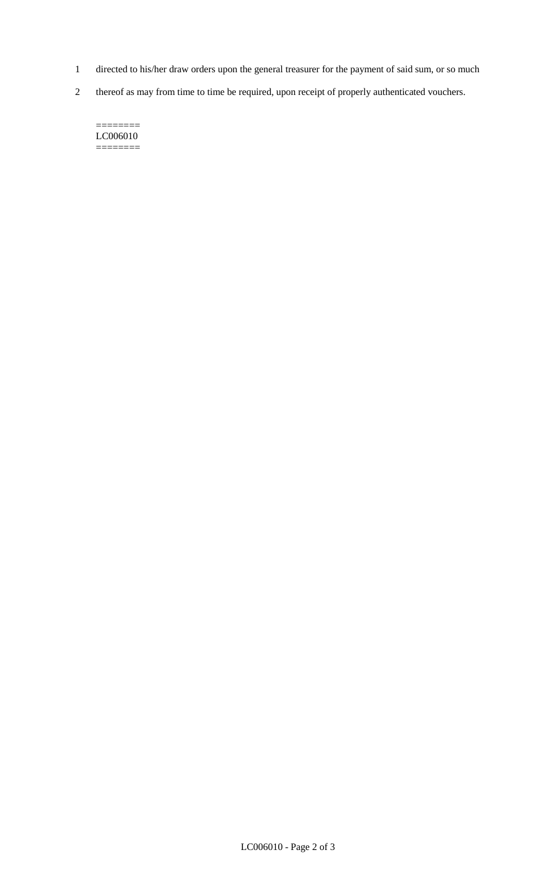directed to his/her draw orders upon the general treasurer for the payment of said sum, or so much thereof as may from time to time be required, upon receipt of properly authenticated vouchers.

========
LC006010
========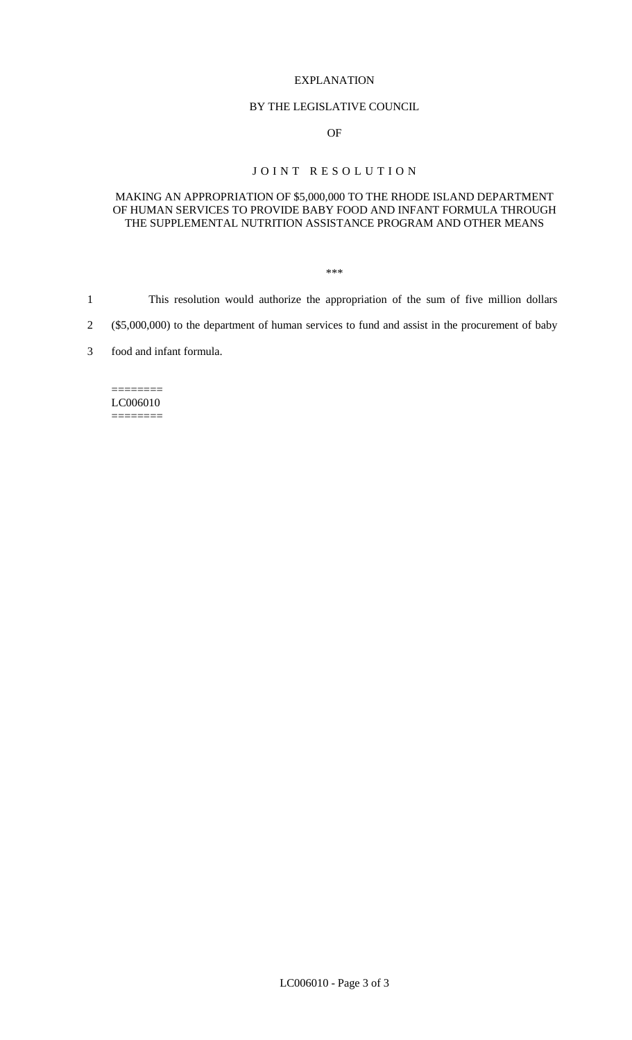EXPLANATION

BY THE LEGISLATIVE COUNCIL

OF

# J O I N T R E S O L U T I O N

MAKING AN APPROPRIATION OF $5,000,000 TO THE RHODE ISLAND DEPARTMENT OF HUMAN SERVICES TO PROVIDE BABY FOOD AND INFANT FORMULA THROUGH THE SUPPLEMENTAL NUTRITION ASSISTANCE PROGRAM AND OTHER MEANS

***

1 This resolution would authorize the appropriation of the sum of five million dollars
2 ($5,000,000) to the department of human services to fund and assist in the procurement of baby
3 food and infant formula.

========
LC006010
========